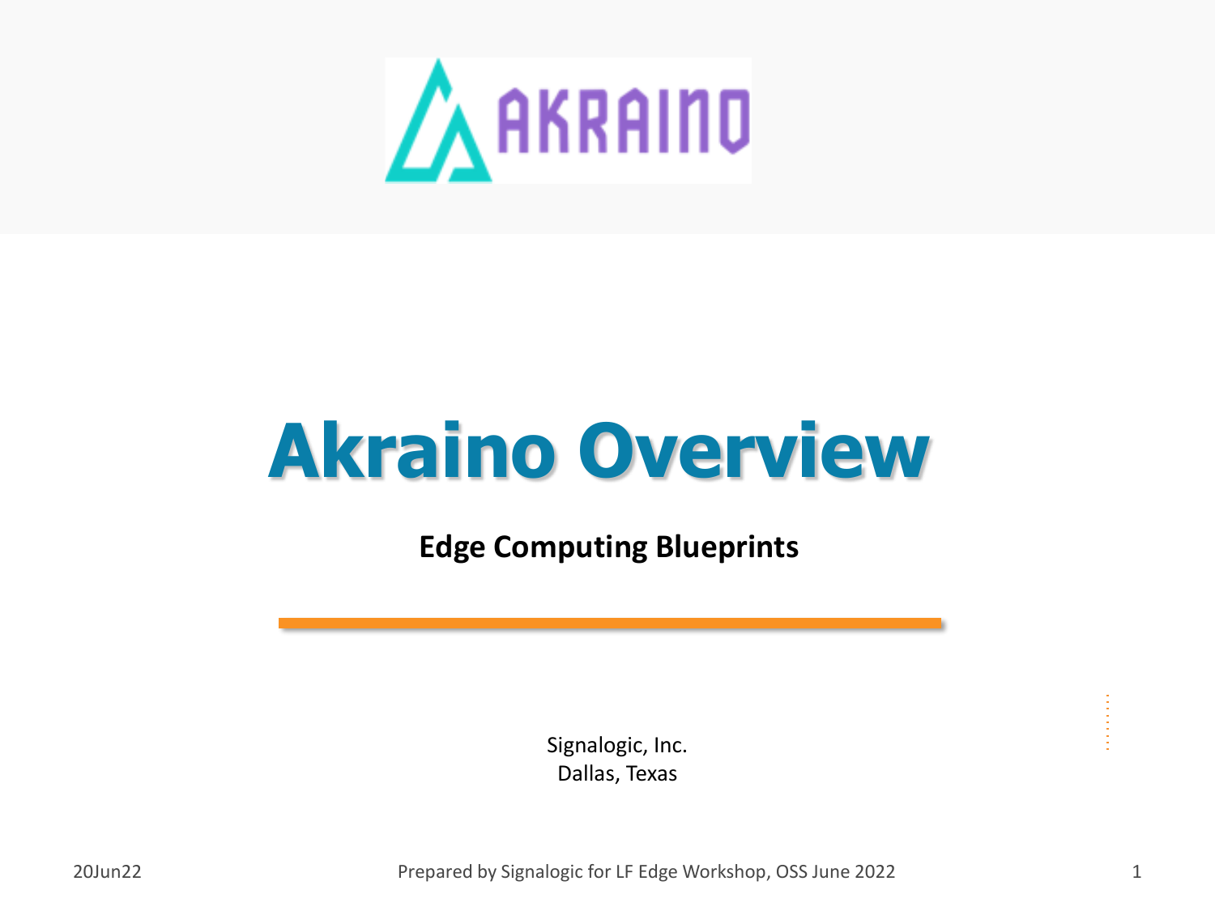# Akraino Overview

**Edge Computing Blueprints**

Signalogic, Inc.
Dallas, Texas

20Jun22

Prepared by Signalogic for LF Edge Workshop, OSS June 2022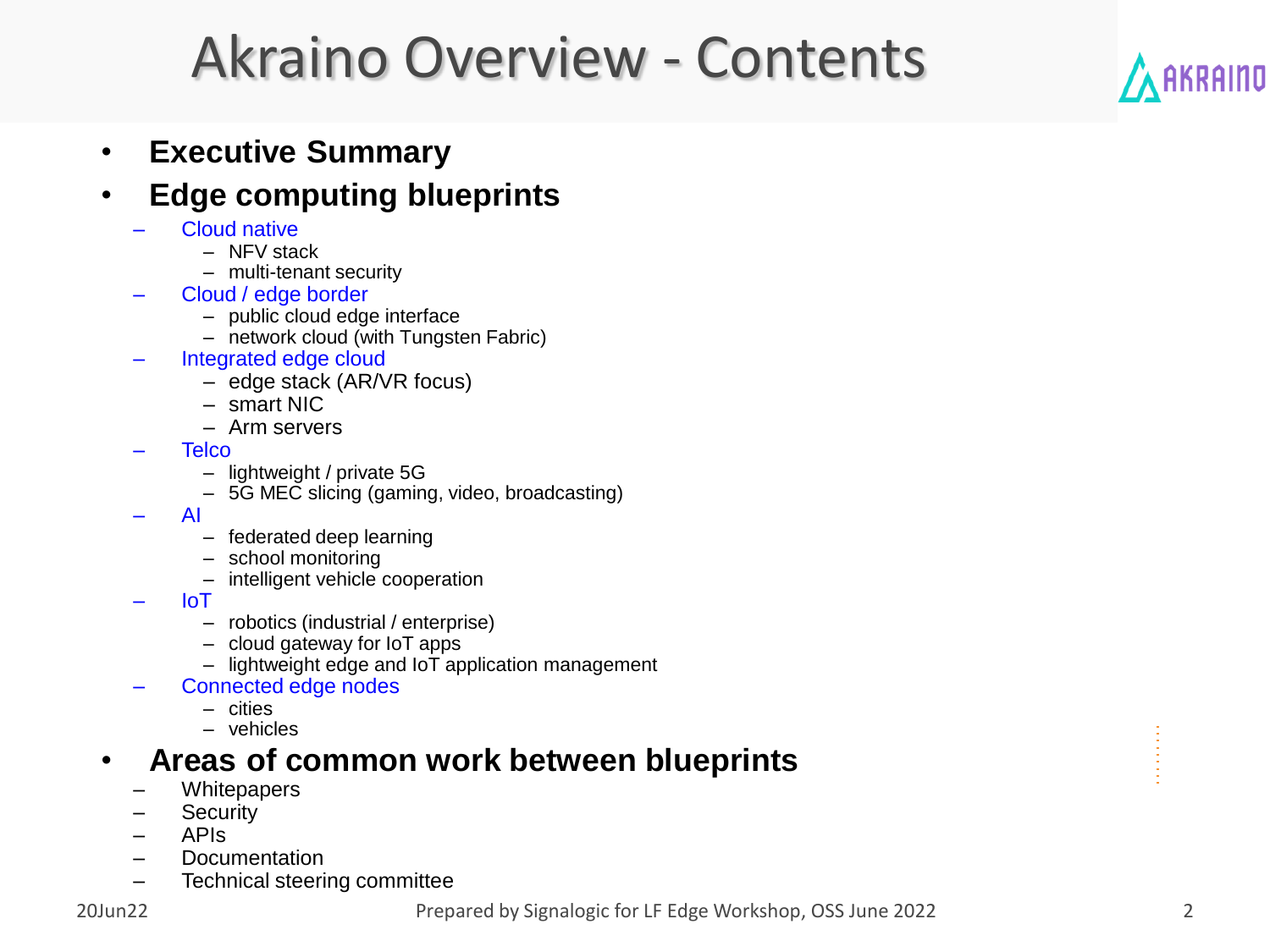# Akraino Overview - Contents

- **Executive Summary**
- **Edge computing blueprints**
  - Cloud native
    - NFV stack
    - multi-tenant security
  - Cloud / edge border
    - public cloud edge interface
    - network cloud (with Tungsten Fabric)
  - Integrated edge cloud
    - edge stack (AR/VR focus)
    - smart NIC
    - Arm servers
  - Telco
    - lightweight / private 5G
    - 5G MEC slicing (gaming, video, broadcasting)
  - AI
    - federated deep learning
    - school monitoring
    - intelligent vehicle cooperation
  - IoT
    - robotics (industrial / enterprise)
    - cloud gateway for IoT apps
    - lightweight edge and IoT application management
  - Connected edge nodes
    - cities
    - vehicles
- **Areas of common work between blueprints**
  - Whitepapers
  - Security
  - APIs
  - Documentation
  - Technical steering committee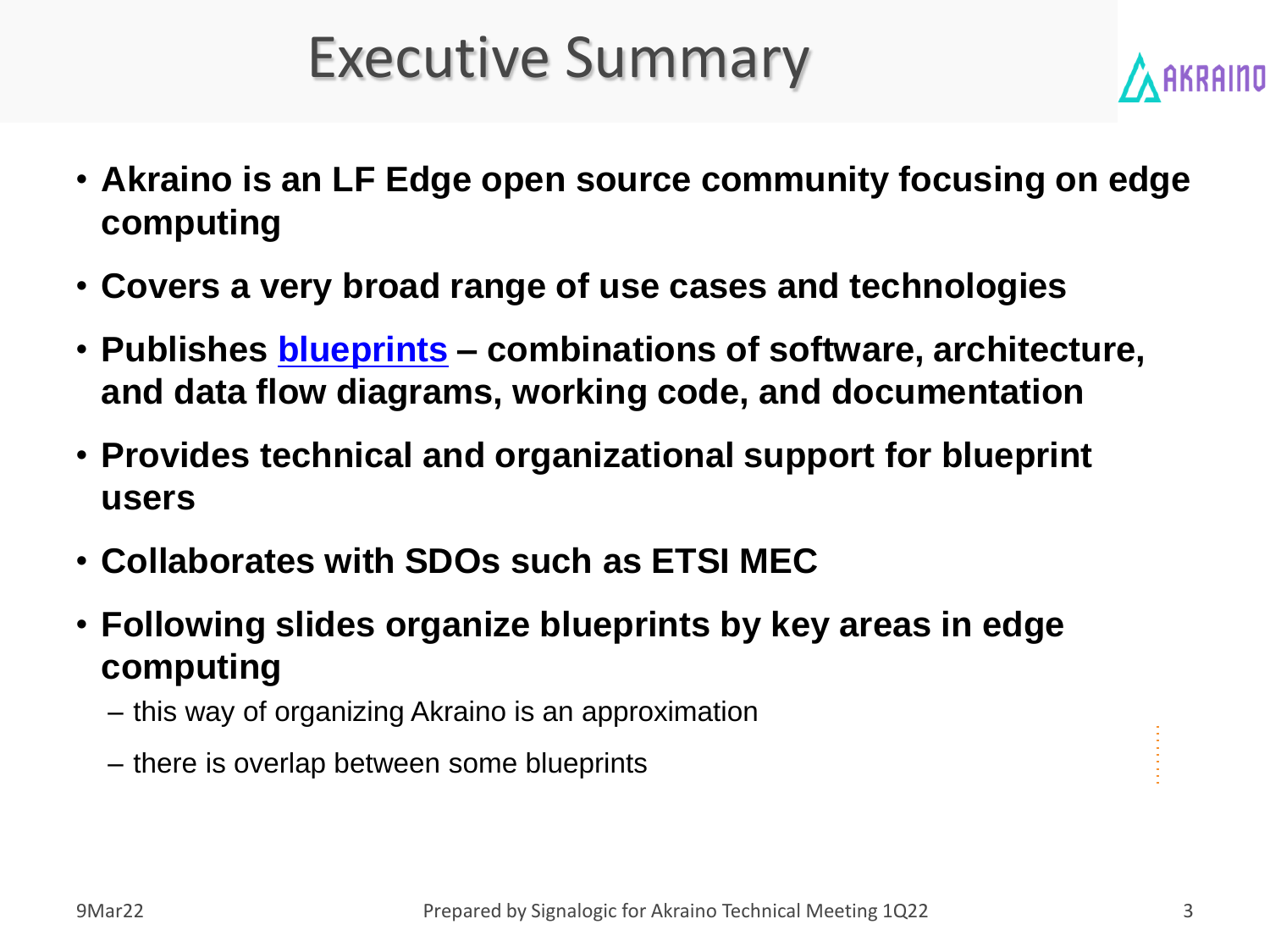# Executive Summary

- **Akraino is an LF Edge open source community focusing on edge computing**
- **Covers a very broad range of use cases and technologies**
- **Publishes blueprints – combinations of software, architecture, and data flow diagrams, working code, and documentation**
- **Provides technical and organizational support for blueprint users**
- **Collaborates with SDOs such as ETSI MEC**
- **Following slides organize blueprints by key areas in edge computing**
  - this way of organizing Akraino is an approximation
  - there is overlap between some blueprints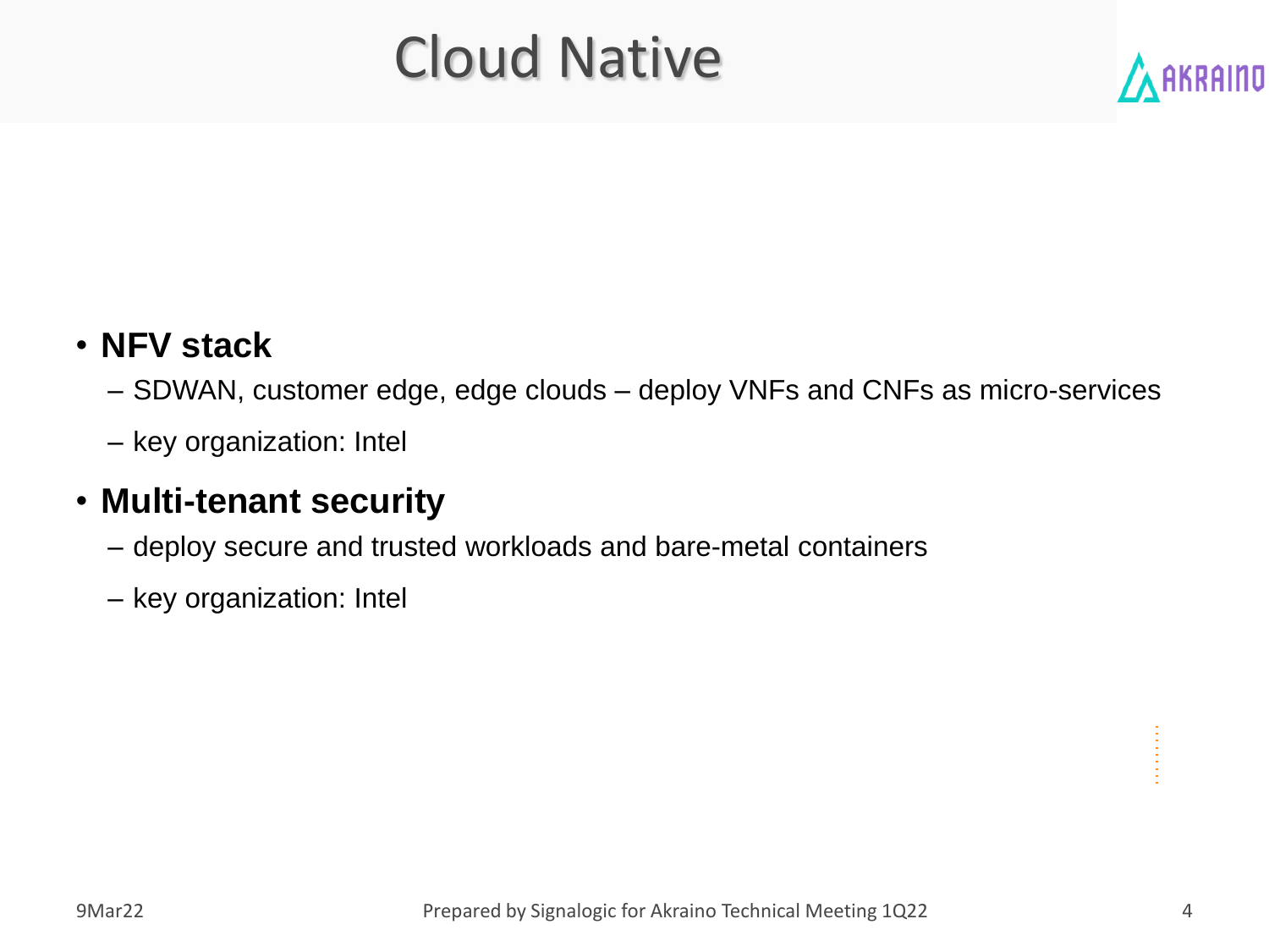# Cloud Native

- **NFV stack**
  - – SDWAN, customer edge, edge clouds – deploy VNFs and CNFs as micro-services
  - – key organization: Intel
- **Multi-tenant security**
  - – deploy secure and trusted workloads and bare-metal containers
  - – key organization: Intel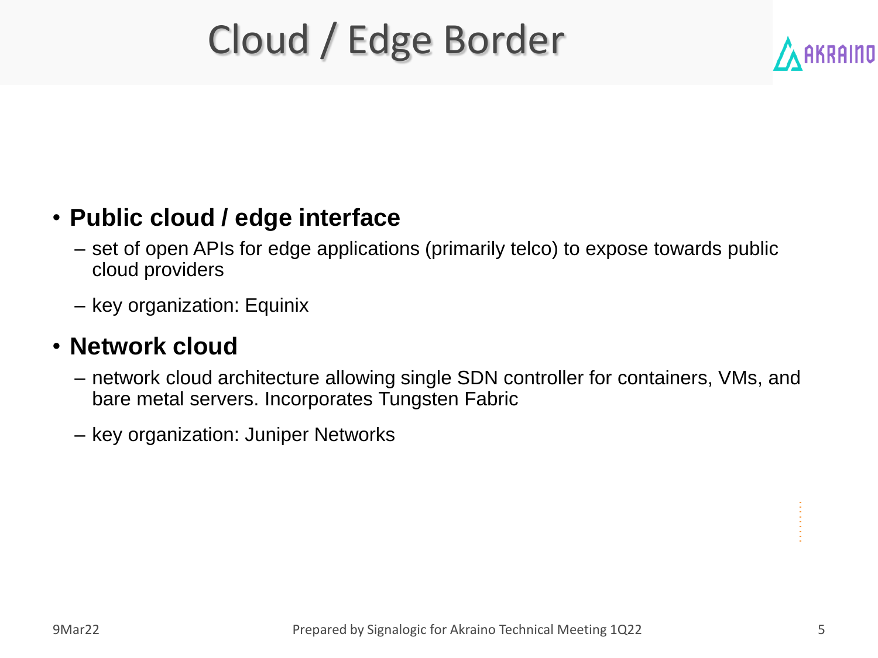# Cloud / Edge Border

- **Public cloud / edge interface**
  - set of open APIs for edge applications (primarily telco) to expose towards public cloud providers
  - key organization: Equinix
- **Network cloud**
  - network cloud architecture allowing single SDN controller for containers, VMs, and bare metal servers. Incorporates Tungsten Fabric
  - key organization: Juniper Networks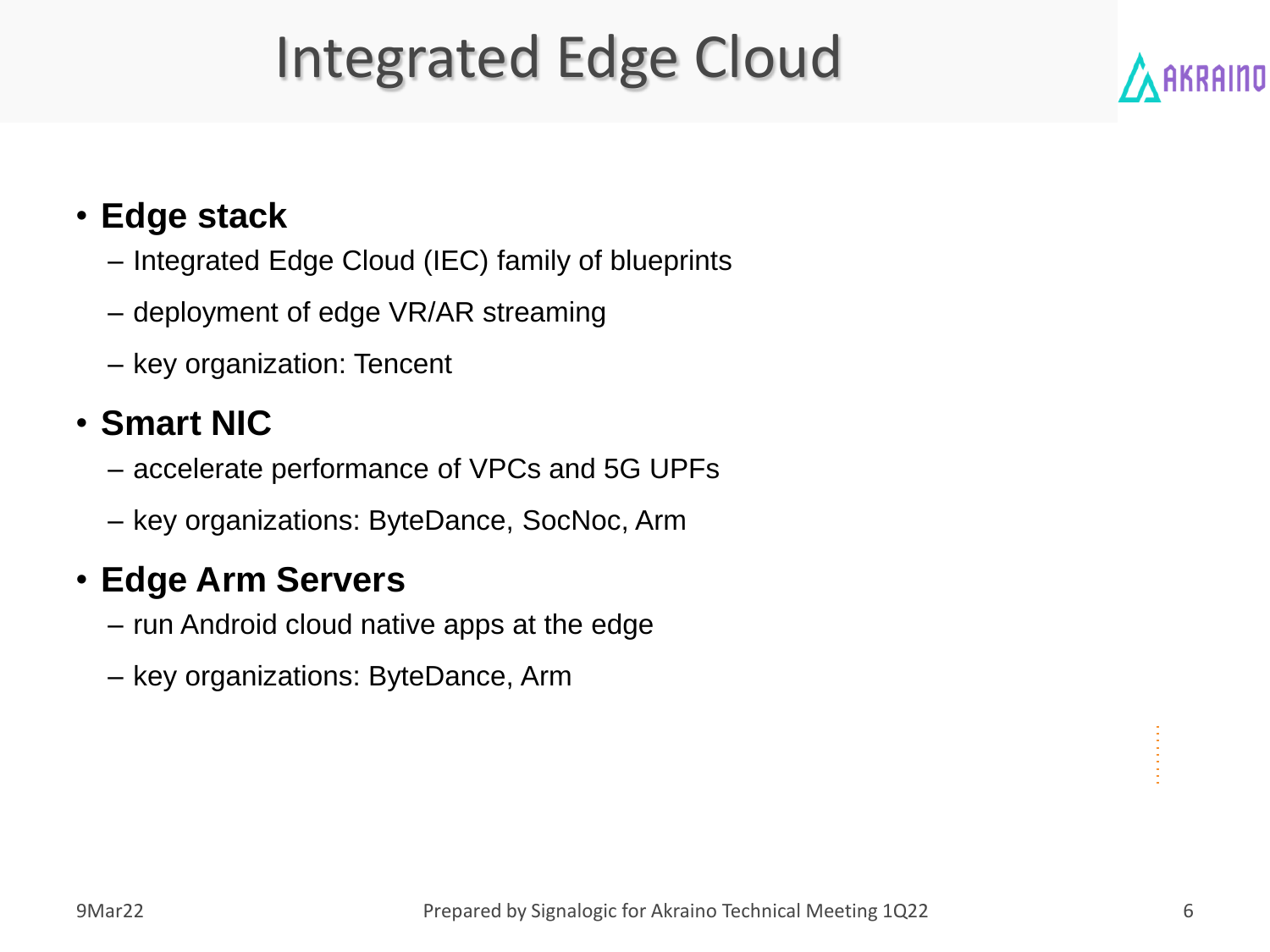# Integrated Edge Cloud

- **Edge stack**
  - Integrated Edge Cloud (IEC) family of blueprints
  - deployment of edge VR/AR streaming
  - key organization: Tencent
- **Smart NIC**
  - accelerate performance of VPCs and 5G UPFs
  - key organizations: ByteDance, SocNoc, Arm
- **Edge Arm Servers**
  - run Android cloud native apps at the edge
  - key organizations: ByteDance, Arm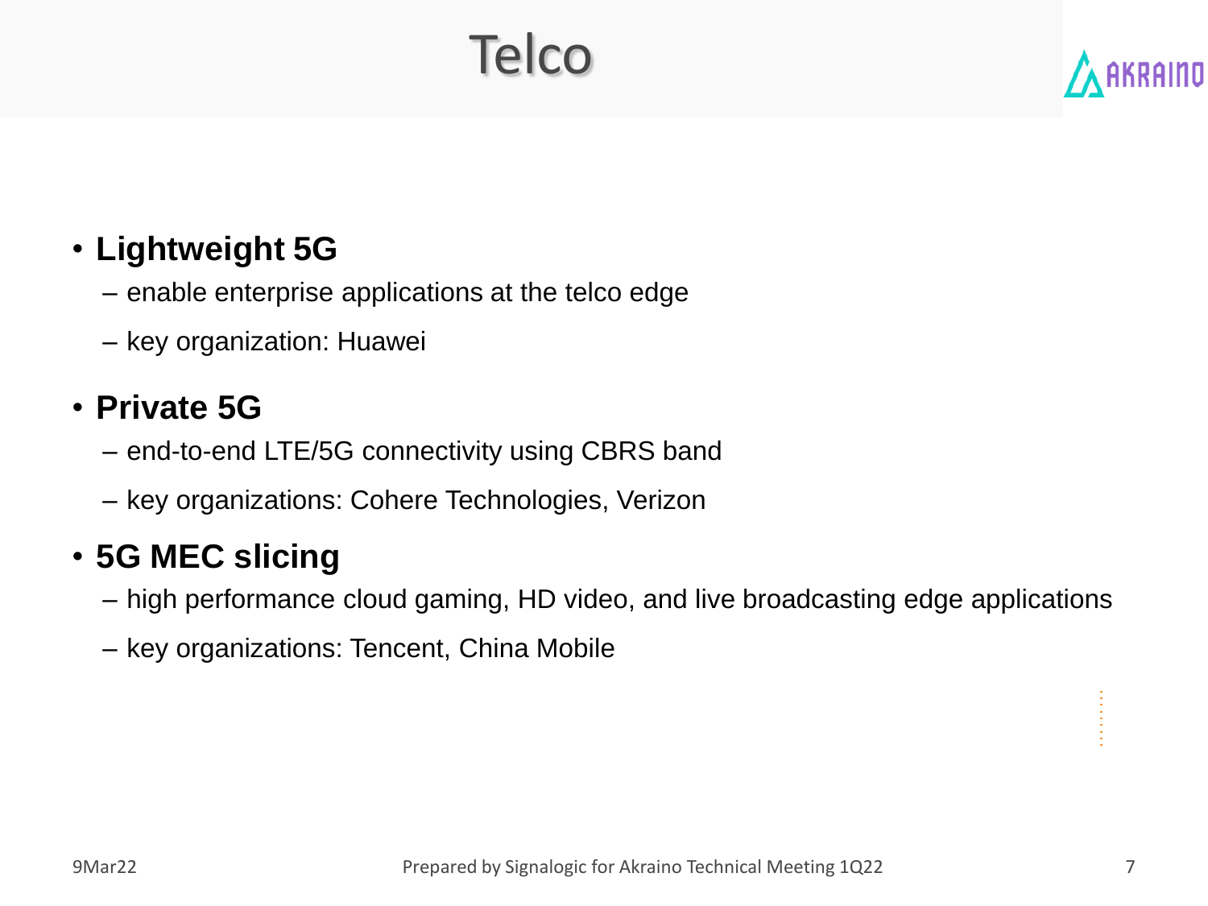# Telco

- **Lightweight 5G**
  - enable enterprise applications at the telco edge
  - key organization: Huawei
- **Private 5G**
  - end-to-end LTE/5G connectivity using CBRS band
  - key organizations: Cohere Technologies, Verizon
- **5G MEC slicing**
  - high performance cloud gaming, HD video, and live broadcasting edge applications
  - key organizations: Tencent, China Mobile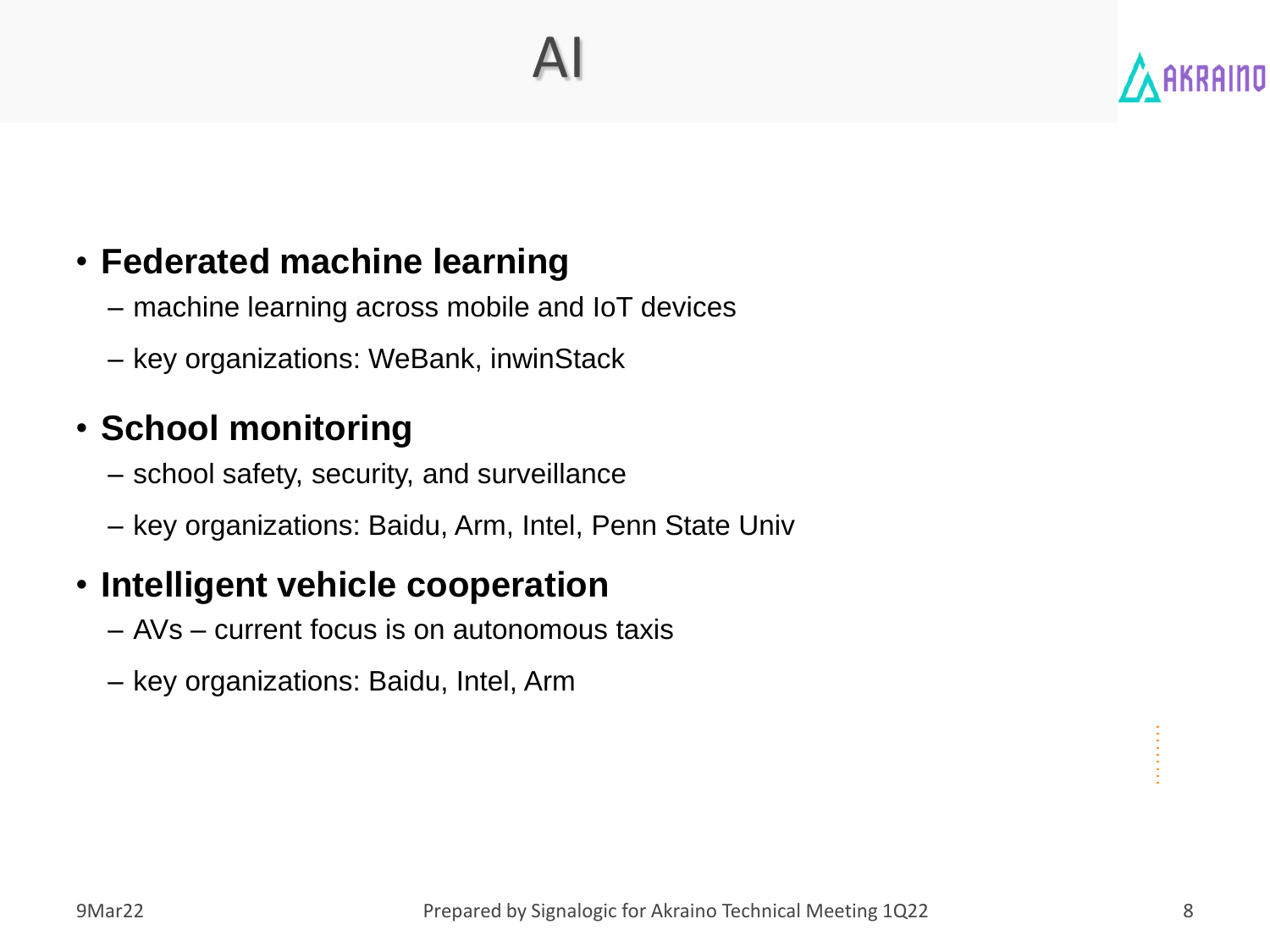# AI

- **Federated machine learning**
  - machine learning across mobile and IoT devices
  - key organizations: WeBank, inwinStack
- **School monitoring**
  - school safety, security, and surveillance
  - key organizations: Baidu, Arm, Intel, Penn State Univ
- **Intelligent vehicle cooperation**
  - AVs – current focus is on autonomous taxis
  - key organizations: Baidu, Intel, Arm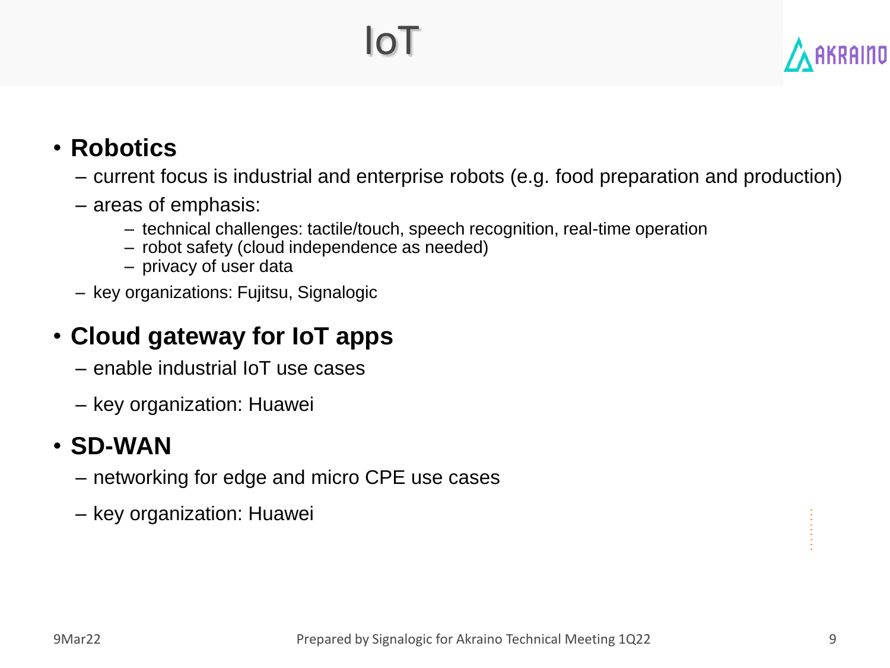# IoT

- **Robotics**
  - current focus is industrial and enterprise robots (e.g. food preparation and production)
  - areas of emphasis:
    - technical challenges: tactile/touch, speech recognition, real-time operation
    - robot safety (cloud independence as needed)
    - privacy of user data
  - key organizations: Fujitsu, Signalogic
- **Cloud gateway for IoT apps**
  - enable industrial IoT use cases
  - key organization: Huawei
- **SD-WAN**
  - networking for edge and micro CPE use cases
  - key organization: Huawei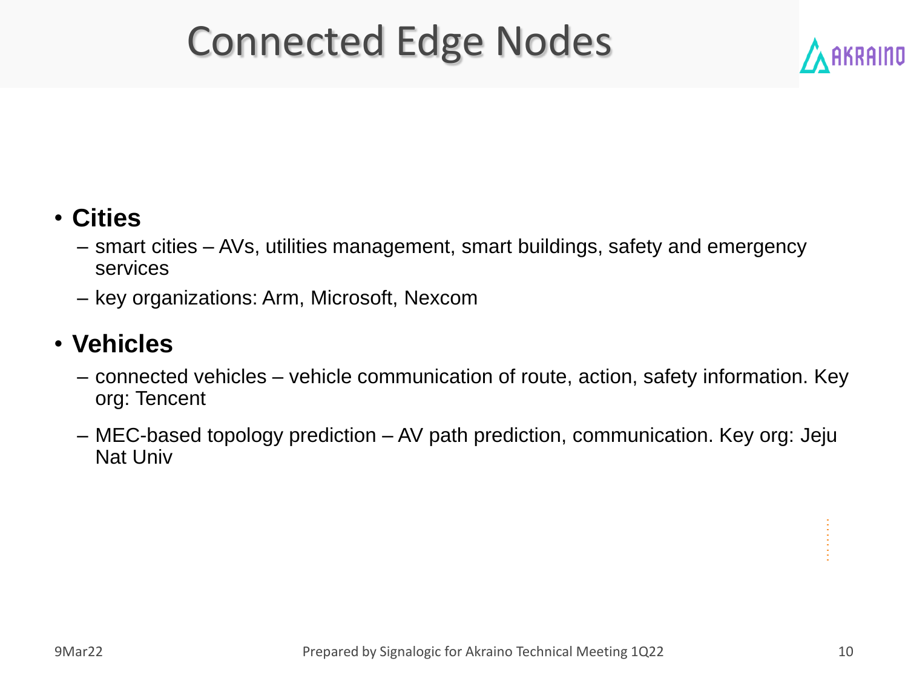# Connected Edge Nodes

- **Cities**
  - smart cities – AVs, utilities management, smart buildings, safety and emergency services
  - key organizations: Arm, Microsoft, Nexcom
- **Vehicles**
  - connected vehicles – vehicle communication of route, action, safety information. Key org: Tencent
  - MEC-based topology prediction – AV path prediction, communication. Key org: Jeju Nat Univ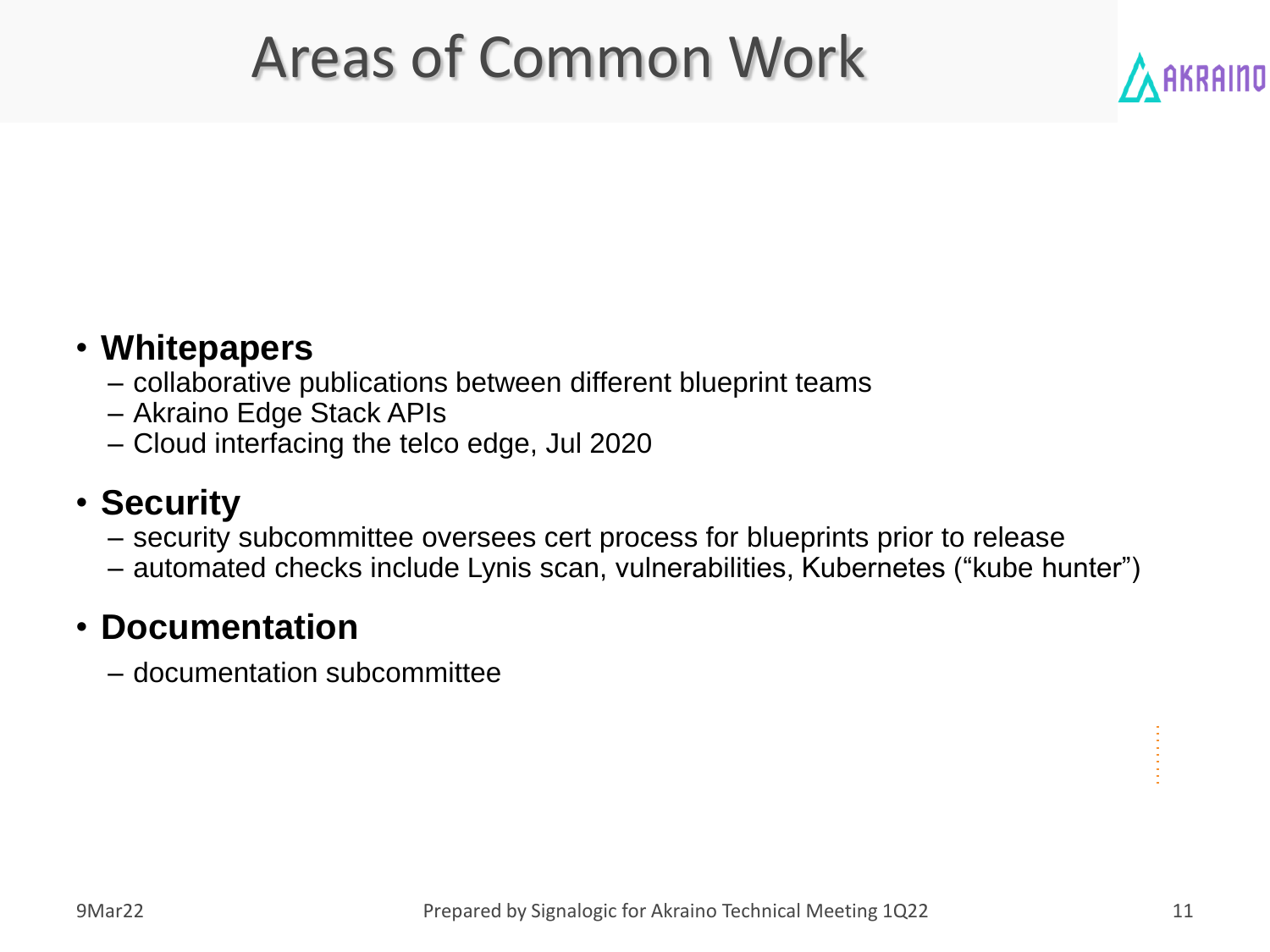# Areas of Common Work

- **Whitepapers**
  - collaborative publications between different blueprint teams
  - Akraino Edge Stack APIs
  - Cloud interfacing the telco edge, Jul 2020
- **Security**
  - security subcommittee oversees cert process for blueprints prior to release
  - automated checks include Lynis scan, vulnerabilities, Kubernetes ("kube hunter")
- **Documentation**
  - documentation subcommittee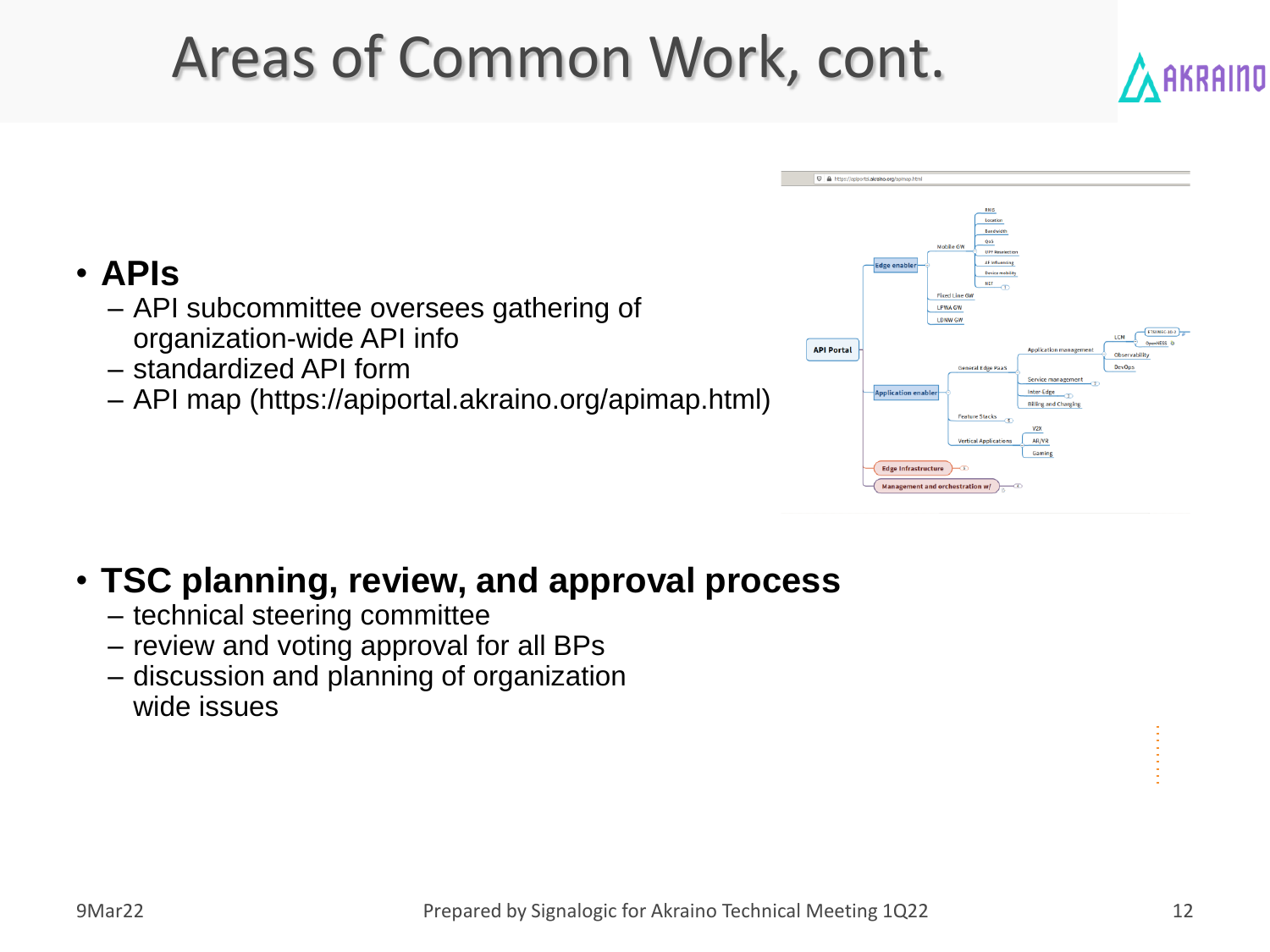# Areas of Common Work, cont.

- **APIs**
  - API subcommittee oversees gathering of organization-wide API info
  - standardized API form
  - API map (https://apiportal.akraino.org/apimap.html)

- **TSC planning, review, and approval process**
  - technical steering committee
  - review and voting approval for all BPs
  - discussion and planning of organization wide issues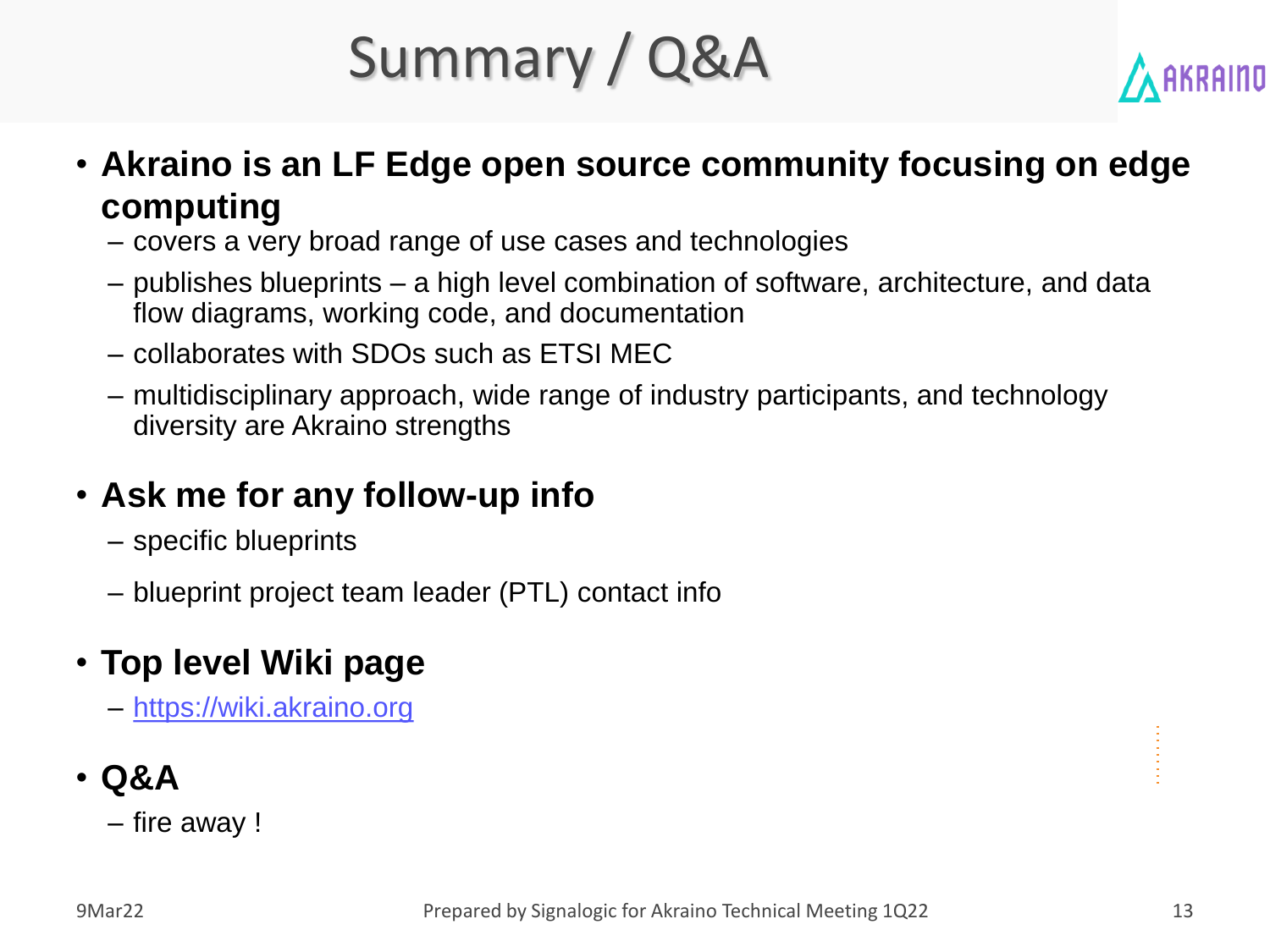# Summary / Q&A

- **Akraino is an LF Edge open source community focusing on edge computing**
  - covers a very broad range of use cases and technologies
  - publishes blueprints – a high level combination of software, architecture, and data flow diagrams, working code, and documentation
  - collaborates with SDOs such as ETSI MEC
  - multidisciplinary approach, wide range of industry participants, and technology diversity are Akraino strengths
- **Ask me for any follow-up info**
  - specific blueprints
  - blueprint project team leader (PTL) contact info
- **Top level Wiki page**
  - https://wiki.akraino.org
- **Q&A**
  - fire away !

9Mar22 Prepared by Signalogic for Akraino Technical Meeting 1Q22